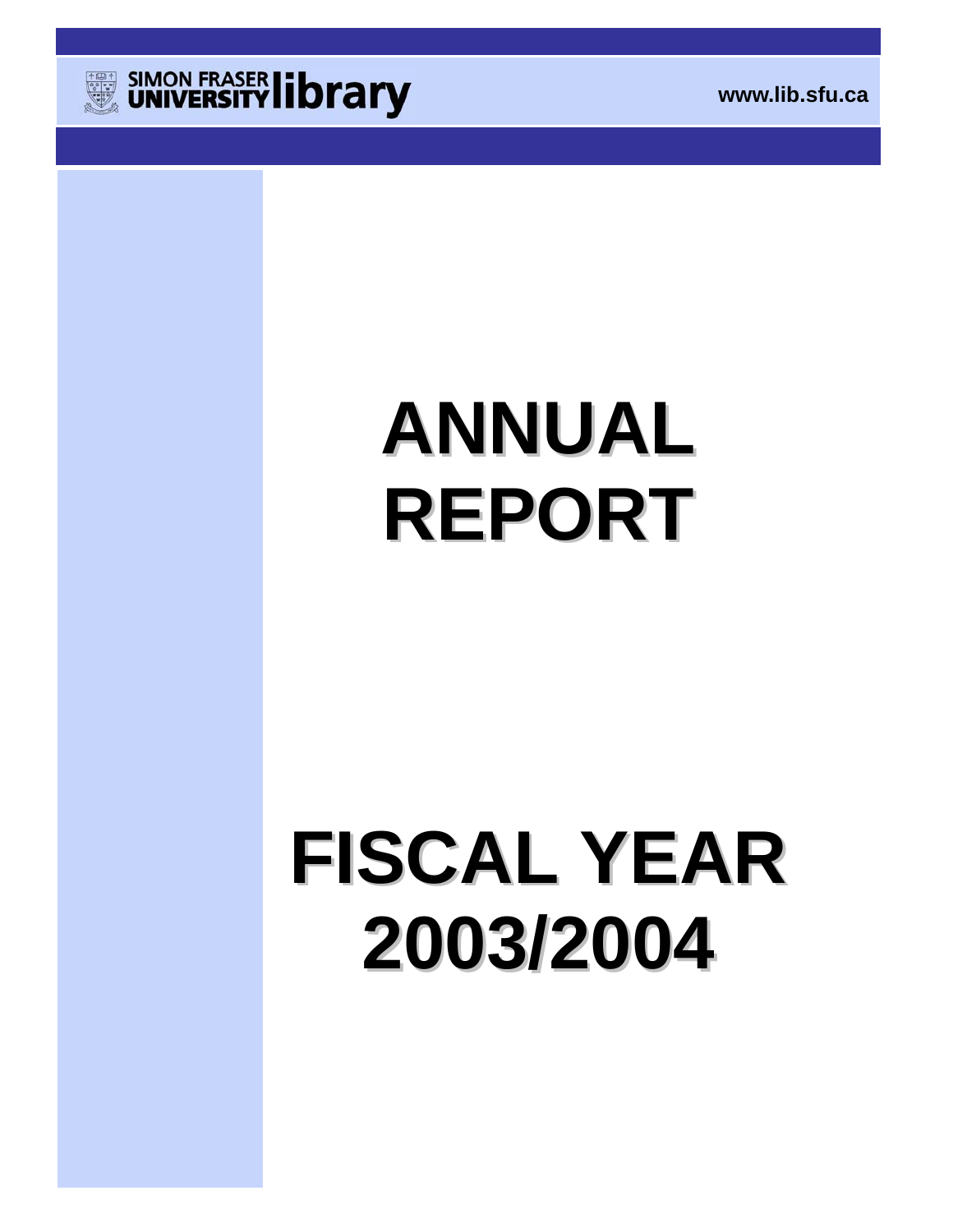SIMON FRASER UNIVERSITY library

www.lib.sfu.ca

# ANNUAL REPORT

# FISCAL YEAR 2003/2004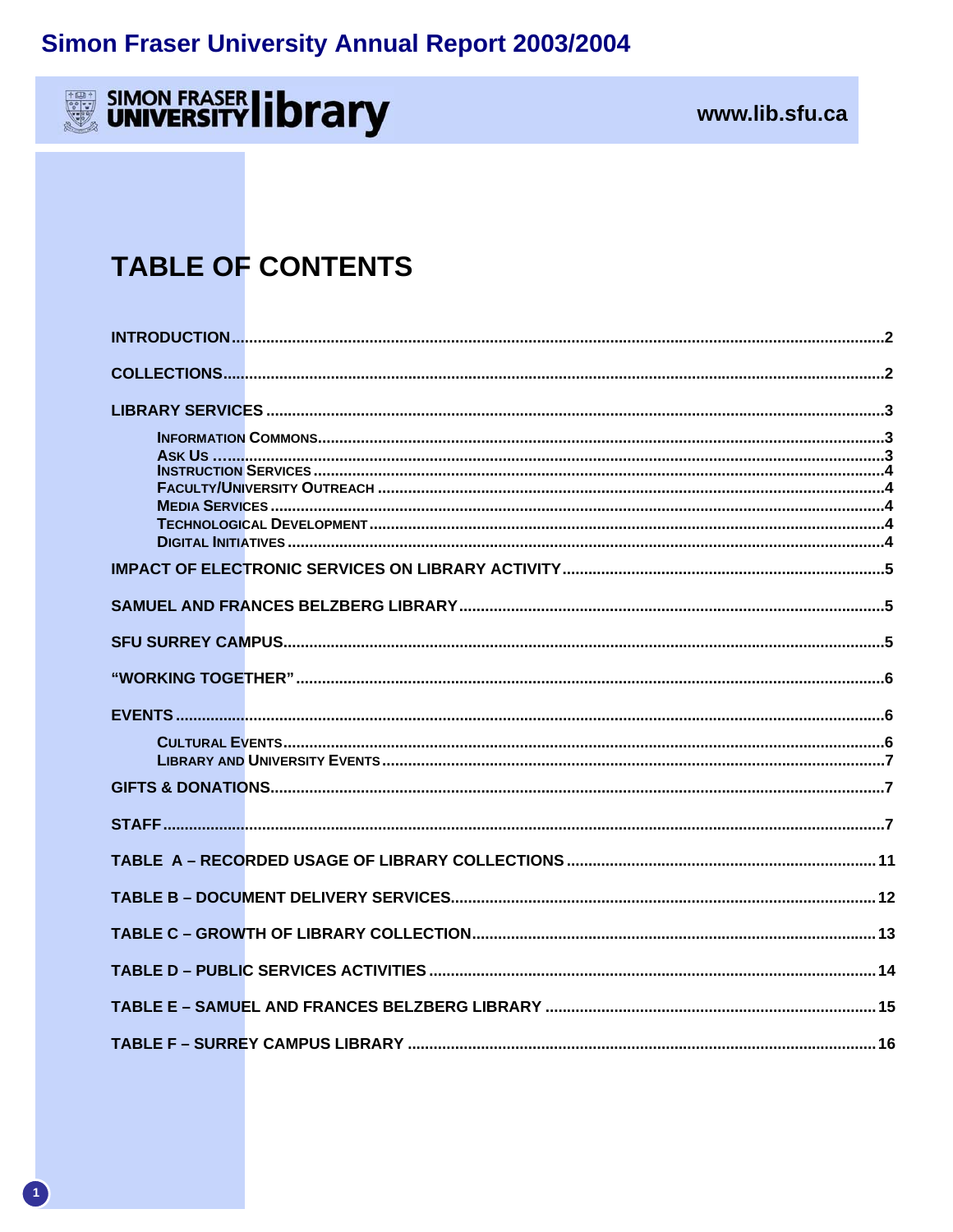# Simon Fraser University Annual Report 2003/2004

SIMON FRASER UNIVERSITY library

www.lib.sfu.ca

## TABLE OF CONTENTS

INTRODUCTION....................................................................................................................2

COLLECTIONS.....................................................................................................................2

LIBRARY SERVICES ..........................................................................................................3

- INFORMATION COMMONS.................................................................................3
- ASK US .........................................................................................................3
- INSTRUCTION SERVICES.................................................................................4
- FACULTY/UNIVERSITY OUTREACH ..................................................................4
- MEDIA SERVICES ..........................................................................................4
- TECHNOLOGICAL DEVELOPMENT .....................................................................4
- DIGITAL INITIATIVES ......................................................................................4

IMPACT OF ELECTRONIC SERVICES ON LIBRARY ACTIVITY ............................................5

SAMUEL AND FRANCES BELZBERG LIBRARY ....................................................................5

SFU SURREY CAMPUS.......................................................................................................5

"WORKING TOGETHER" .......................................................................................................6

EVENTS .................................................................................................................................6

- CULTURAL EVENTS.........................................................................................6
- LIBRARY AND UNIVERSITY EVENTS ................................................................7

GIFTS & DONATIONS............................................................................................................7

STAFF ....................................................................................................................................7

TABLE A – RECORDED USAGE OF LIBRARY COLLECTIONS ...........................................11

TABLE B – DOCUMENT DELIVERY SERVICES.....................................................................12

TABLE C – GROWTH OF LIBRARY COLLECTION................................................................13

TABLE D – PUBLIC SERVICES ACTIVITIES .........................................................................14

TABLE E – SAMUEL AND FRANCES BELZBERG LIBRARY ................................................15

TABLE F – SURREY CAMPUS LIBRARY ...............................................................................16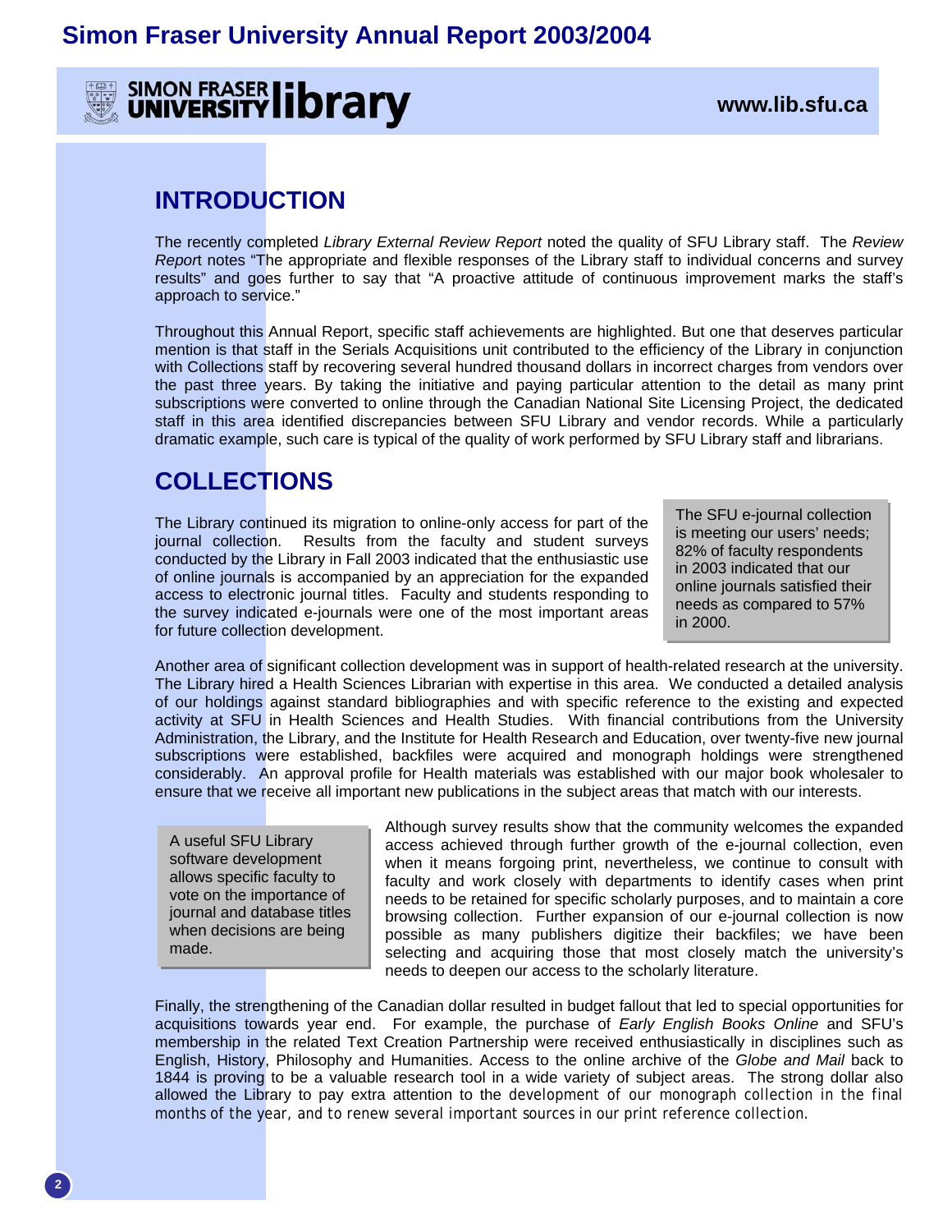# Simon Fraser University Annual Report 2003/2004

SIMON FRASER UNIVERSITY library

www.lib.sfu.ca

## INTRODUCTION

The recently completed *Library External Review Report* noted the quality of SFU Library staff. The *Review Report* notes "The appropriate and flexible responses of the Library staff to individual concerns and survey results" and goes further to say that "A proactive attitude of continuous improvement marks the staff's approach to service."

Throughout this Annual Report, specific staff achievements are highlighted. But one that deserves particular mention is that staff in the Serials Acquisitions unit contributed to the efficiency of the Library in conjunction with Collections staff by recovering several hundred thousand dollars in incorrect charges from vendors over the past three years. By taking the initiative and paying particular attention to the detail as many print subscriptions were converted to online through the Canadian National Site Licensing Project, the dedicated staff in this area identified discrepancies between SFU Library and vendor records. While a particularly dramatic example, such care is typical of the quality of work performed by SFU Library staff and librarians.

## COLLECTIONS

The Library continued its migration to online-only access for part of the journal collection. Results from the faculty and student surveys conducted by the Library in Fall 2003 indicated that the enthusiastic use of online journals is accompanied by an appreciation for the expanded access to electronic journal titles. Faculty and students responding to the survey indicated e-journals were one of the most important areas for future collection development.

> The SFU e-journal collection is meeting our users' needs; 82% of faculty respondents in 2003 indicated that our online journals satisfied their needs as compared to 57% in 2000.

Another area of significant collection development was in support of health-related research at the university. The Library hired a Health Sciences Librarian with expertise in this area. We conducted a detailed analysis of our holdings against standard bibliographies and with specific reference to the existing and expected activity at SFU in Health Sciences and Health Studies. With financial contributions from the University Administration, the Library, and the Institute for Health Research and Education, over twenty-five new journal subscriptions were established, backfiles were acquired and monograph holdings were strengthened considerably. An approval profile for Health materials was established with our major book wholesaler to ensure that we receive all important new publications in the subject areas that match with our interests.

> A useful SFU Library software development allows specific faculty to vote on the importance of journal and database titles when decisions are being made.

Although survey results show that the community welcomes the expanded access achieved through further growth of the e-journal collection, even when it means forgoing print, nevertheless, we continue to consult with faculty and work closely with departments to identify cases when print needs to be retained for specific scholarly purposes, and to maintain a core browsing collection. Further expansion of our e-journal collection is now possible as many publishers digitize their backfiles; we have been selecting and acquiring those that most closely match the university's needs to deepen our access to the scholarly literature.

Finally, the strengthening of the Canadian dollar resulted in budget fallout that led to special opportunities for acquisitions towards year end. For example, the purchase of *Early English Books Online* and SFU's membership in the related Text Creation Partnership were received enthusiastically in disciplines such as English, History, Philosophy and Humanities. Access to the online archive of the *Globe and Mail* back to 1844 is proving to be a valuable research tool in a wide variety of subject areas. The strong dollar also allowed the Library to pay extra attention to the development of our monograph collection in the final months of the year, and to renew several important sources in our print reference collection.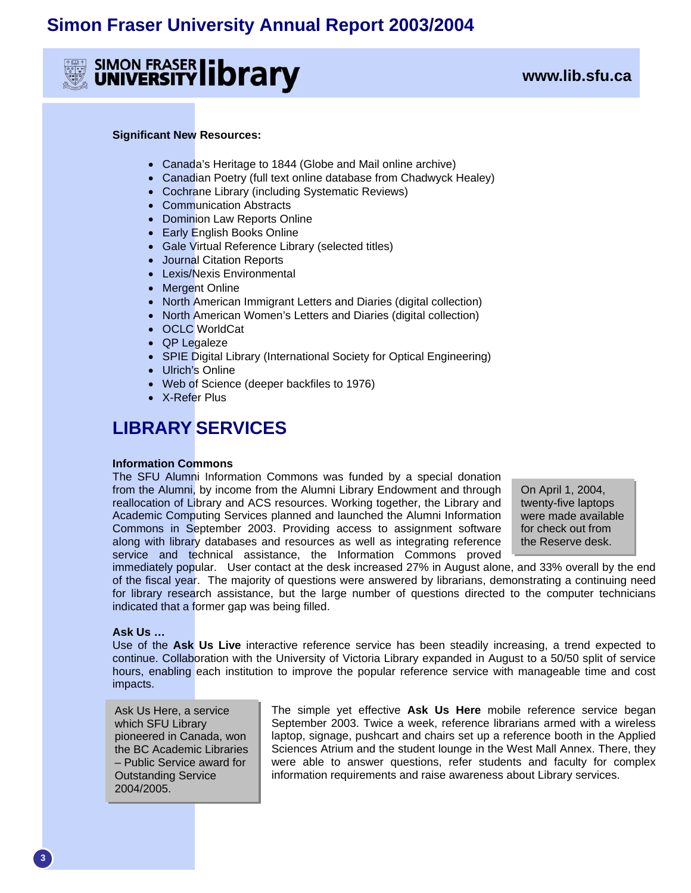**Significant New Resources:**

- Canada's Heritage to 1844 (Globe and Mail online archive)
- Canadian Poetry (full text online database from Chadwyck Healey)
- Cochrane Library (including Systematic Reviews)
- Communication Abstracts
- Dominion Law Reports Online
- Early English Books Online
- Gale Virtual Reference Library (selected titles)
- Journal Citation Reports
- Lexis/Nexis Environmental
- Mergent Online
- North American Immigrant Letters and Diaries (digital collection)
- North American Women's Letters and Diaries (digital collection)
- OCLC WorldCat
- QP Legaleze
- SPIE Digital Library (International Society for Optical Engineering)
- Ulrich's Online
- Web of Science (deeper backfiles to 1976)
- X-Refer Plus

# LIBRARY SERVICES

**Information Commons**

The SFU Alumni Information Commons was funded by a special donation from the Alumni, by income from the Alumni Library Endowment and through reallocation of Library and ACS resources. Working together, the Library and Academic Computing Services planned and launched the Alumni Information Commons in September 2003. Providing access to assignment software along with library databases and resources as well as integrating reference service and technical assistance, the Information Commons proved immediately popular. User contact at the desk increased 27% in August alone, and 33% overall by the end of the fiscal year. The majority of questions were answered by librarians, demonstrating a continuing need for library research assistance, but the large number of questions directed to the computer technicians indicated that a former gap was being filled.

On April 1, 2004, twenty-five laptops were made available for check out from the Reserve desk.

**Ask Us …**

Use of the **Ask Us Live** interactive reference service has been steadily increasing, a trend expected to continue. Collaboration with the University of Victoria Library expanded in August to a 50/50 split of service hours, enabling each institution to improve the popular reference service with manageable time and cost impacts.

Ask Us Here, a service which SFU Library pioneered in Canada, won the BC Academic Libraries – Public Service award for Outstanding Service 2004/2005.

The simple yet effective **Ask Us Here** mobile reference service began September 2003. Twice a week, reference librarians armed with a wireless laptop, signage, pushcart and chairs set up a reference booth in the Applied Sciences Atrium and the student lounge in the West Mall Annex. There, they were able to answer questions, refer students and faculty for complex information requirements and raise awareness about Library services.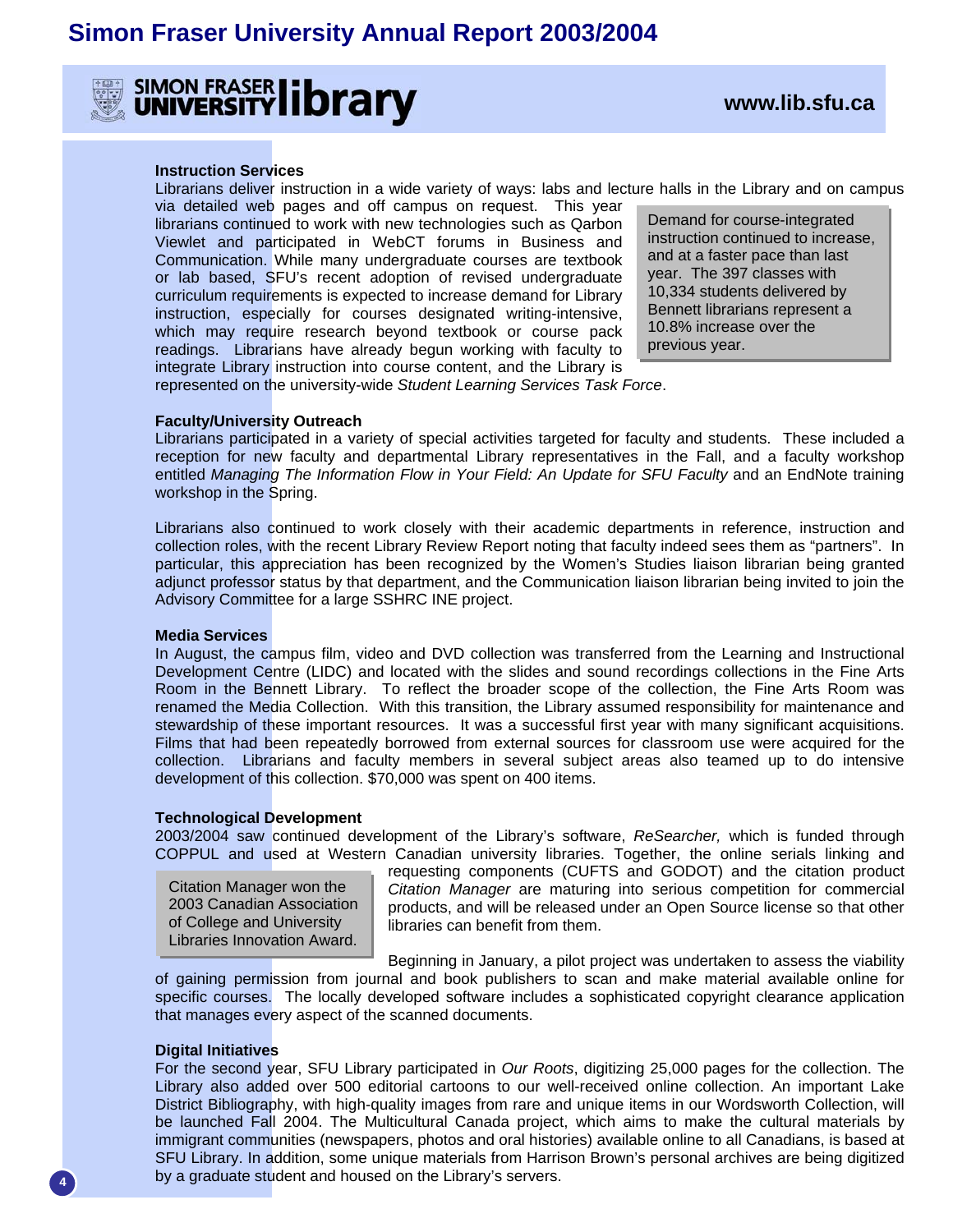# Simon Fraser University Annual Report 2003/2004

SIMON FRASER UNIVERSITY library

www.lib.sfu.ca

### Instruction Services

Librarians deliver instruction in a wide variety of ways: labs and lecture halls in the Library and on campus via detailed web pages and off campus on request. This year librarians continued to work with new technologies such as Qarbon Viewlet and participated in WebCT forums in Business and Communication. While many undergraduate courses are textbook or lab based, SFU's recent adoption of revised undergraduate curriculum requirements is expected to increase demand for Library instruction, especially for courses designated writing-intensive, which may require research beyond textbook or course pack readings. Librarians have already begun working with faculty to integrate Library instruction into course content, and the Library is represented on the university-wide *Student Learning Services Task Force*.

> Demand for course-integrated instruction continued to increase, and at a faster pace than last year. The 397 classes with 10,334 students delivered by Bennett librarians represent a 10.8% increase over the previous year.

### Faculty/University Outreach

Librarians participated in a variety of special activities targeted for faculty and students. These included a reception for new faculty and departmental Library representatives in the Fall, and a faculty workshop entitled *Managing The Information Flow in Your Field: An Update for SFU Faculty* and an EndNote training workshop in the Spring.

Librarians also continued to work closely with their academic departments in reference, instruction and collection roles, with the recent Library Review Report noting that faculty indeed sees them as "partners". In particular, this appreciation has been recognized by the Women's Studies liaison librarian being granted adjunct professor status by that department, and the Communication liaison librarian being invited to join the Advisory Committee for a large SSHRC INE project.

### Media Services

In August, the campus film, video and DVD collection was transferred from the Learning and Instructional Development Centre (LIDC) and located with the slides and sound recordings collections in the Fine Arts Room in the Bennett Library. To reflect the broader scope of the collection, the Fine Arts Room was renamed the Media Collection. With this transition, the Library assumed responsibility for maintenance and stewardship of these important resources. It was a successful first year with many significant acquisitions. Films that had been repeatedly borrowed from external sources for classroom use were acquired for the collection. Librarians and faculty members in several subject areas also teamed up to do intensive development of this collection. $70,000 was spent on 400 items.

### Technological Development

2003/2004 saw continued development of the Library's software, *ReSearcher,* which is funded through COPPUL and used at Western Canadian university libraries. Together, the online serials linking and requesting components (CUFTS and GODOT) and the citation product *Citation Manager* are maturing into serious competition for commercial products, and will be released under an Open Source license so that other libraries can benefit from them.

> Citation Manager won the 2003 Canadian Association of College and University Libraries Innovation Award.

Beginning in January, a pilot project was undertaken to assess the viability of gaining permission from journal and book publishers to scan and make material available online for specific courses. The locally developed software includes a sophisticated copyright clearance application that manages every aspect of the scanned documents.

### Digital Initiatives

For the second year, SFU Library participated in *Our Roots*, digitizing 25,000 pages for the collection. The Library also added over 500 editorial cartoons to our well-received online collection. An important Lake District Bibliography, with high-quality images from rare and unique items in our Wordsworth Collection, will be launched Fall 2004. The Multicultural Canada project, which aims to make the cultural materials by immigrant communities (newspapers, photos and oral histories) available online to all Canadians, is based at SFU Library. In addition, some unique materials from Harrison Brown's personal archives are being digitized by a graduate student and housed on the Library's servers.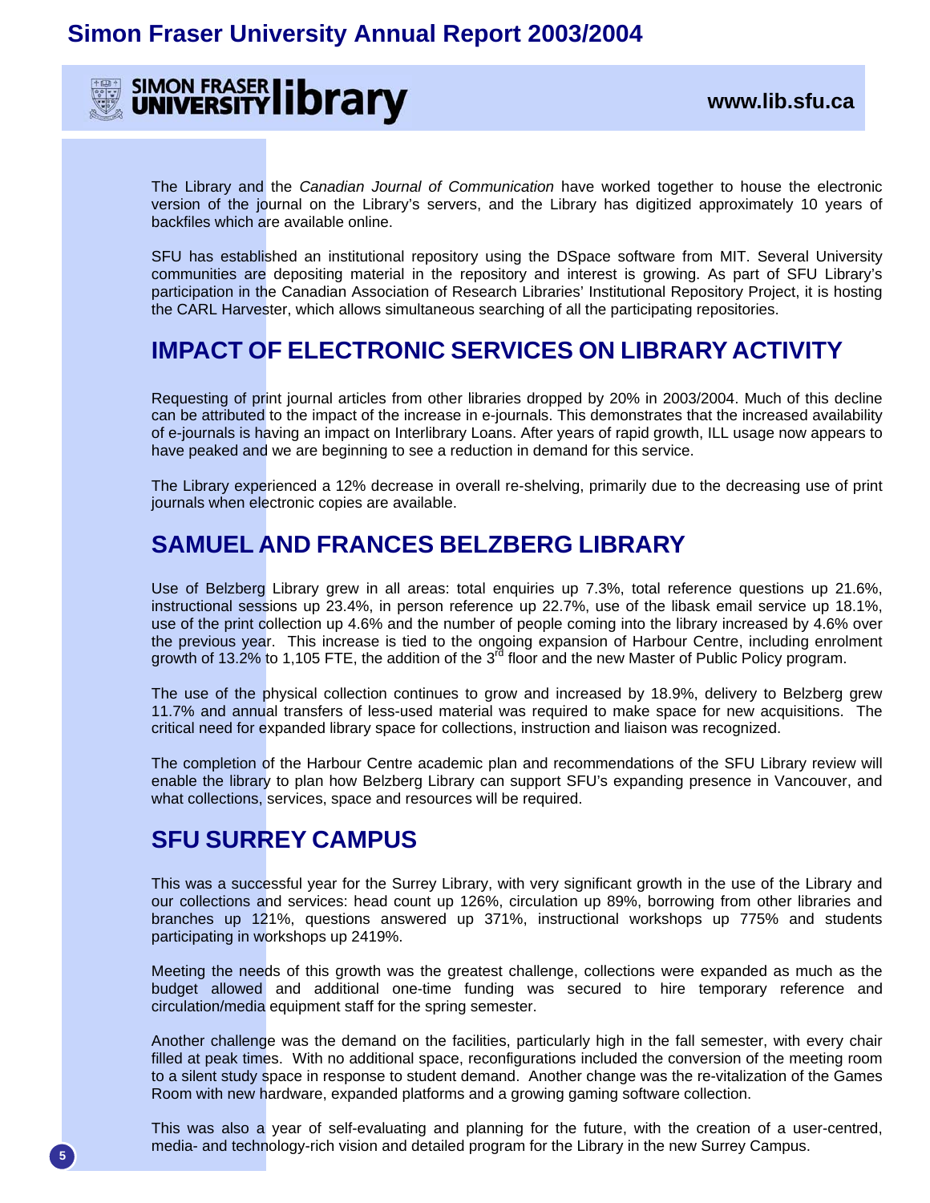The Library and the *Canadian Journal of Communication* have worked together to house the electronic version of the journal on the Library's servers, and the Library has digitized approximately 10 years of backfiles which are available online.

SFU has established an institutional repository using the DSpace software from MIT. Several University communities are depositing material in the repository and interest is growing. As part of SFU Library's participation in the Canadian Association of Research Libraries' Institutional Repository Project, it is hosting the CARL Harvester, which allows simultaneous searching of all the participating repositories.

## IMPACT OF ELECTRONIC SERVICES ON LIBRARY ACTIVITY

Requesting of print journal articles from other libraries dropped by 20% in 2003/2004. Much of this decline can be attributed to the impact of the increase in e-journals. This demonstrates that the increased availability of e-journals is having an impact on Interlibrary Loans. After years of rapid growth, ILL usage now appears to have peaked and we are beginning to see a reduction in demand for this service.

The Library experienced a 12% decrease in overall re-shelving, primarily due to the decreasing use of print journals when electronic copies are available.

## SAMUEL AND FRANCES BELZBERG LIBRARY

Use of Belzberg Library grew in all areas: total enquiries up 7.3%, total reference questions up 21.6%, instructional sessions up 23.4%, in person reference up 22.7%, use of the libask email service up 18.1%, use of the print collection up 4.6% and the number of people coming into the library increased by 4.6% over the previous year. This increase is tied to the ongoing expansion of Harbour Centre, including enrolment growth of 13.2% to 1,105 FTE, the addition of the 3rd floor and the new Master of Public Policy program.

The use of the physical collection continues to grow and increased by 18.9%, delivery to Belzberg grew 11.7% and annual transfers of less-used material was required to make space for new acquisitions. The critical need for expanded library space for collections, instruction and liaison was recognized.

The completion of the Harbour Centre academic plan and recommendations of the SFU Library review will enable the library to plan how Belzberg Library can support SFU's expanding presence in Vancouver, and what collections, services, space and resources will be required.

## SFU SURREY CAMPUS

This was a successful year for the Surrey Library, with very significant growth in the use of the Library and our collections and services: head count up 126%, circulation up 89%, borrowing from other libraries and branches up 121%, questions answered up 371%, instructional workshops up 775% and students participating in workshops up 2419%.

Meeting the needs of this growth was the greatest challenge, collections were expanded as much as the budget allowed and additional one-time funding was secured to hire temporary reference and circulation/media equipment staff for the spring semester.

Another challenge was the demand on the facilities, particularly high in the fall semester, with every chair filled at peak times. With no additional space, reconfigurations included the conversion of the meeting room to a silent study space in response to student demand. Another change was the re-vitalization of the Games Room with new hardware, expanded platforms and a growing gaming software collection.

This was also a year of self-evaluating and planning for the future, with the creation of a user-centred, media- and technology-rich vision and detailed program for the Library in the new Surrey Campus.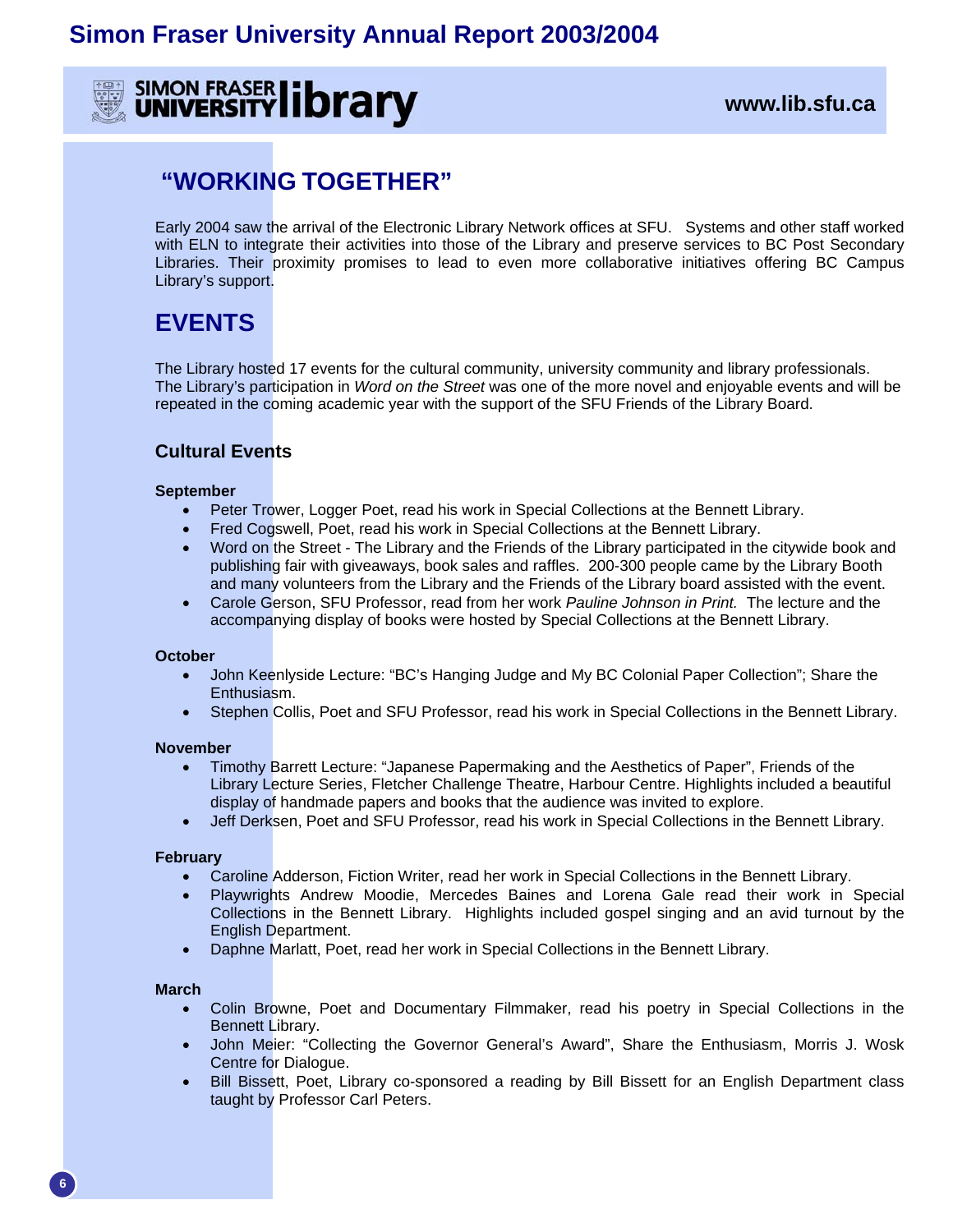SIMON FRASER UNIVERSITY library

www.lib.sfu.ca

## "WORKING TOGETHER"

Early 2004 saw the arrival of the Electronic Library Network offices at SFU. Systems and other staff worked with ELN to integrate their activities into those of the Library and preserve services to BC Post Secondary Libraries. Their proximity promises to lead to even more collaborative initiatives offering BC Campus Library's support.

## EVENTS

The Library hosted 17 events for the cultural community, university community and library professionals. The Library's participation in *Word on the Street* was one of the more novel and enjoyable events and will be repeated in the coming academic year with the support of the SFU Friends of the Library Board.

### Cultural Events

**September**

- Peter Trower, Logger Poet, read his work in Special Collections at the Bennett Library.
- Fred Cogswell, Poet, read his work in Special Collections at the Bennett Library.
- Word on the Street - The Library and the Friends of the Library participated in the citywide book and publishing fair with giveaways, book sales and raffles. 200-300 people came by the Library Booth and many volunteers from the Library and the Friends of the Library board assisted with the event.
- Carole Gerson, SFU Professor, read from her work *Pauline Johnson in Print.* The lecture and the accompanying display of books were hosted by Special Collections at the Bennett Library.

**October**

- John Keenlyside Lecture: "BC's Hanging Judge and My BC Colonial Paper Collection"; Share the Enthusiasm.
- Stephen Collis, Poet and SFU Professor, read his work in Special Collections in the Bennett Library.

**November**

- Timothy Barrett Lecture: "Japanese Papermaking and the Aesthetics of Paper", Friends of the Library Lecture Series, Fletcher Challenge Theatre, Harbour Centre. Highlights included a beautiful display of handmade papers and books that the audience was invited to explore.
- Jeff Derksen, Poet and SFU Professor, read his work in Special Collections in the Bennett Library.

**February**

- Caroline Adderson, Fiction Writer, read her work in Special Collections in the Bennett Library.
- Playwrights Andrew Moodie, Mercedes Baines and Lorena Gale read their work in Special Collections in the Bennett Library. Highlights included gospel singing and an avid turnout by the English Department.
- Daphne Marlatt, Poet, read her work in Special Collections in the Bennett Library.

**March**

- Colin Browne, Poet and Documentary Filmmaker, read his poetry in Special Collections in the Bennett Library.
- John Meier: "Collecting the Governor General's Award", Share the Enthusiasm, Morris J. Wosk Centre for Dialogue.
- Bill Bissett, Poet, Library co-sponsored a reading by Bill Bissett for an English Department class taught by Professor Carl Peters.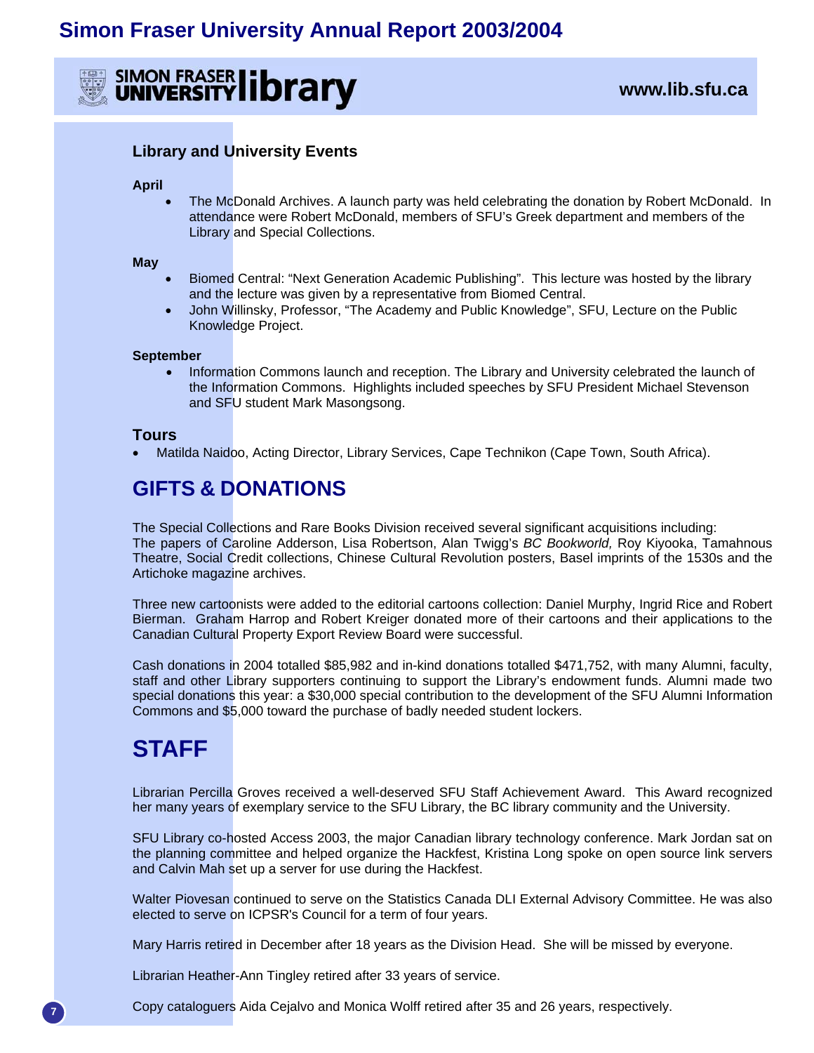# Simon Fraser University Annual Report 2003/2004

SIMON FRASER UNIVERSITY library

www.lib.sfu.ca

### Library and University Events

**April**

- The McDonald Archives. A launch party was held celebrating the donation by Robert McDonald. In attendance were Robert McDonald, members of SFU's Greek department and members of the Library and Special Collections.

**May**

- Biomed Central: "Next Generation Academic Publishing". This lecture was hosted by the library and the lecture was given by a representative from Biomed Central.
- John Willinsky, Professor, "The Academy and Public Knowledge", SFU, Lecture on the Public Knowledge Project.

**September**

- Information Commons launch and reception. The Library and University celebrated the launch of the Information Commons. Highlights included speeches by SFU President Michael Stevenson and SFU student Mark Masongsong.

### Tours

- Matilda Naidoo, Acting Director, Library Services, Cape Technikon (Cape Town, South Africa).

## GIFTS & DONATIONS

The Special Collections and Rare Books Division received several significant acquisitions including: The papers of Caroline Adderson, Lisa Robertson, Alan Twigg's *BC Bookworld,* Roy Kiyooka, Tamahnous Theatre, Social Credit collections, Chinese Cultural Revolution posters, Basel imprints of the 1530s and the Artichoke magazine archives.

Three new cartoonists were added to the editorial cartoons collection: Daniel Murphy, Ingrid Rice and Robert Bierman. Graham Harrop and Robert Kreiger donated more of their cartoons and their applications to the Canadian Cultural Property Export Review Board were successful.

Cash donations in 2004 totalled $85,982 and in-kind donations totalled $471,752, with many Alumni, faculty, staff and other Library supporters continuing to support the Library's endowment funds. Alumni made two special donations this year: a $30,000 special contribution to the development of the SFU Alumni Information Commons and $5,000 toward the purchase of badly needed student lockers.

## STAFF

Librarian Percilla Groves received a well-deserved SFU Staff Achievement Award. This Award recognized her many years of exemplary service to the SFU Library, the BC library community and the University.

SFU Library co-hosted Access 2003, the major Canadian library technology conference. Mark Jordan sat on the planning committee and helped organize the Hackfest, Kristina Long spoke on open source link servers and Calvin Mah set up a server for use during the Hackfest.

Walter Piovesan continued to serve on the Statistics Canada DLI External Advisory Committee. He was also elected to serve on ICPSR's Council for a term of four years.

Mary Harris retired in December after 18 years as the Division Head. She will be missed by everyone.

Librarian Heather-Ann Tingley retired after 33 years of service.

Copy cataloguers Aida Cejalvo and Monica Wolff retired after 35 and 26 years, respectively.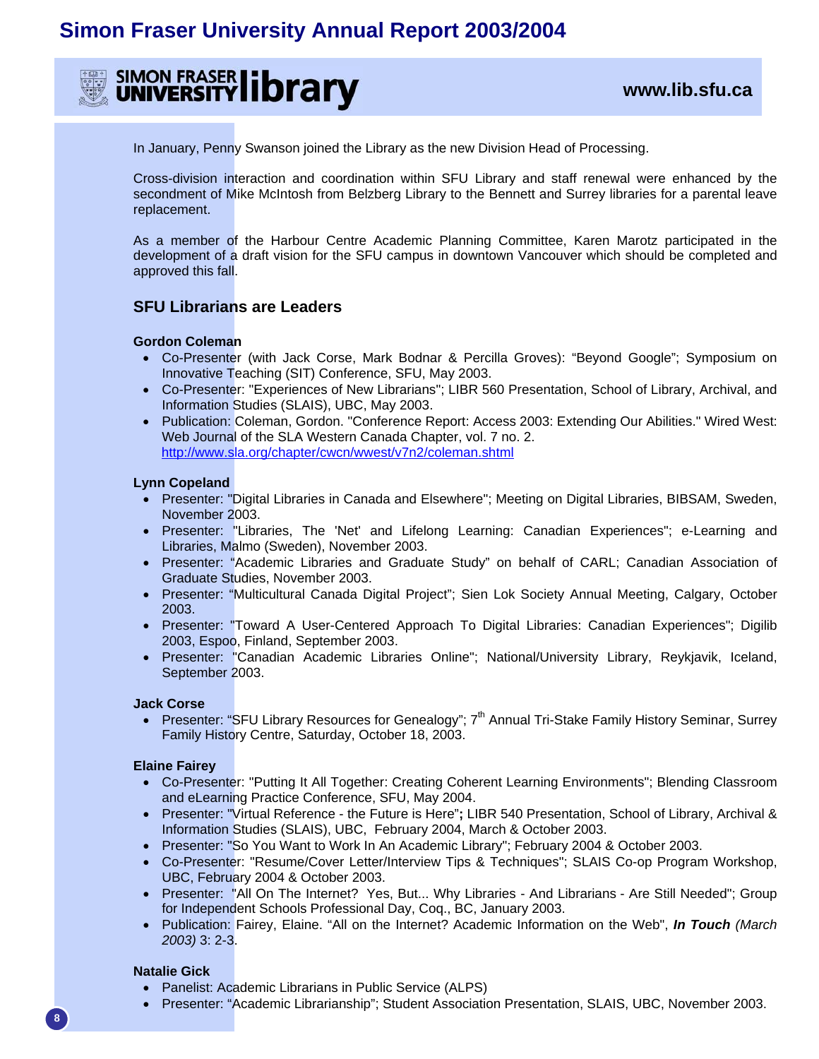In January, Penny Swanson joined the Library as the new Division Head of Processing.

Cross-division interaction and coordination within SFU Library and staff renewal were enhanced by the secondment of Mike McIntosh from Belzberg Library to the Bennett and Surrey libraries for a parental leave replacement.

As a member of the Harbour Centre Academic Planning Committee, Karen Marotz participated in the development of a draft vision for the SFU campus in downtown Vancouver which should be completed and approved this fall.

## SFU Librarians are Leaders

**Gordon Coleman**

- Co-Presenter (with Jack Corse, Mark Bodnar & Percilla Groves): “Beyond Google”; Symposium on Innovative Teaching (SIT) Conference, SFU, May 2003.
- Co-Presenter: "Experiences of New Librarians"; LIBR 560 Presentation, School of Library, Archival, and Information Studies (SLAIS), UBC, May 2003.
- Publication: Coleman, Gordon. "Conference Report: Access 2003: Extending Our Abilities." Wired West: Web Journal of the SLA Western Canada Chapter, vol. 7 no. 2. http://www.sla.org/chapter/cwcn/wwest/v7n2/coleman.shtml

**Lynn Copeland**

- Presenter: "Digital Libraries in Canada and Elsewhere"; Meeting on Digital Libraries, BIBSAM, Sweden, November 2003.
- Presenter: "Libraries, The 'Net' and Lifelong Learning: Canadian Experiences"; e-Learning and Libraries, Malmo (Sweden), November 2003.
- Presenter: “Academic Libraries and Graduate Study” on behalf of CARL; Canadian Association of Graduate Studies, November 2003.
- Presenter: “Multicultural Canada Digital Project”; Sien Lok Society Annual Meeting, Calgary, October 2003.
- Presenter: "Toward A User-Centered Approach To Digital Libraries: Canadian Experiences"; Digilib 2003, Espoo, Finland, September 2003.
- Presenter: "Canadian Academic Libraries Online"; National/University Library, Reykjavik, Iceland, September 2003.

**Jack Corse**

- Presenter: “SFU Library Resources for Genealogy”; 7th Annual Tri-Stake Family History Seminar, Surrey Family History Centre, Saturday, October 18, 2003.

**Elaine Fairey**

- Co-Presenter: "Putting It All Together: Creating Coherent Learning Environments"; Blending Classroom and eLearning Practice Conference, SFU, May 2004.
- Presenter: "Virtual Reference - the Future is Here"**;** LIBR 540 Presentation, School of Library, Archival & Information Studies (SLAIS), UBC, February 2004, March & October 2003.
- Presenter: "So You Want to Work In An Academic Library"; February 2004 & October 2003.
- Co-Presenter: "Resume/Cover Letter/Interview Tips & Techniques"; SLAIS Co-op Program Workshop, UBC, February 2004 & October 2003.
- Presenter: "All On The Internet? Yes, But... Why Libraries - And Librarians - Are Still Needed"; Group for Independent Schools Professional Day, Coq., BC, January 2003.
- Publication: Fairey, Elaine. “All on the Internet? Academic Information on the Web”, ***In Touch*** *(March 2003)* 3: 2-3.

**Natalie Gick**

- Panelist: Academic Librarians in Public Service (ALPS)
- Presenter: “Academic Librarianship”; Student Association Presentation, SLAIS, UBC, November 2003.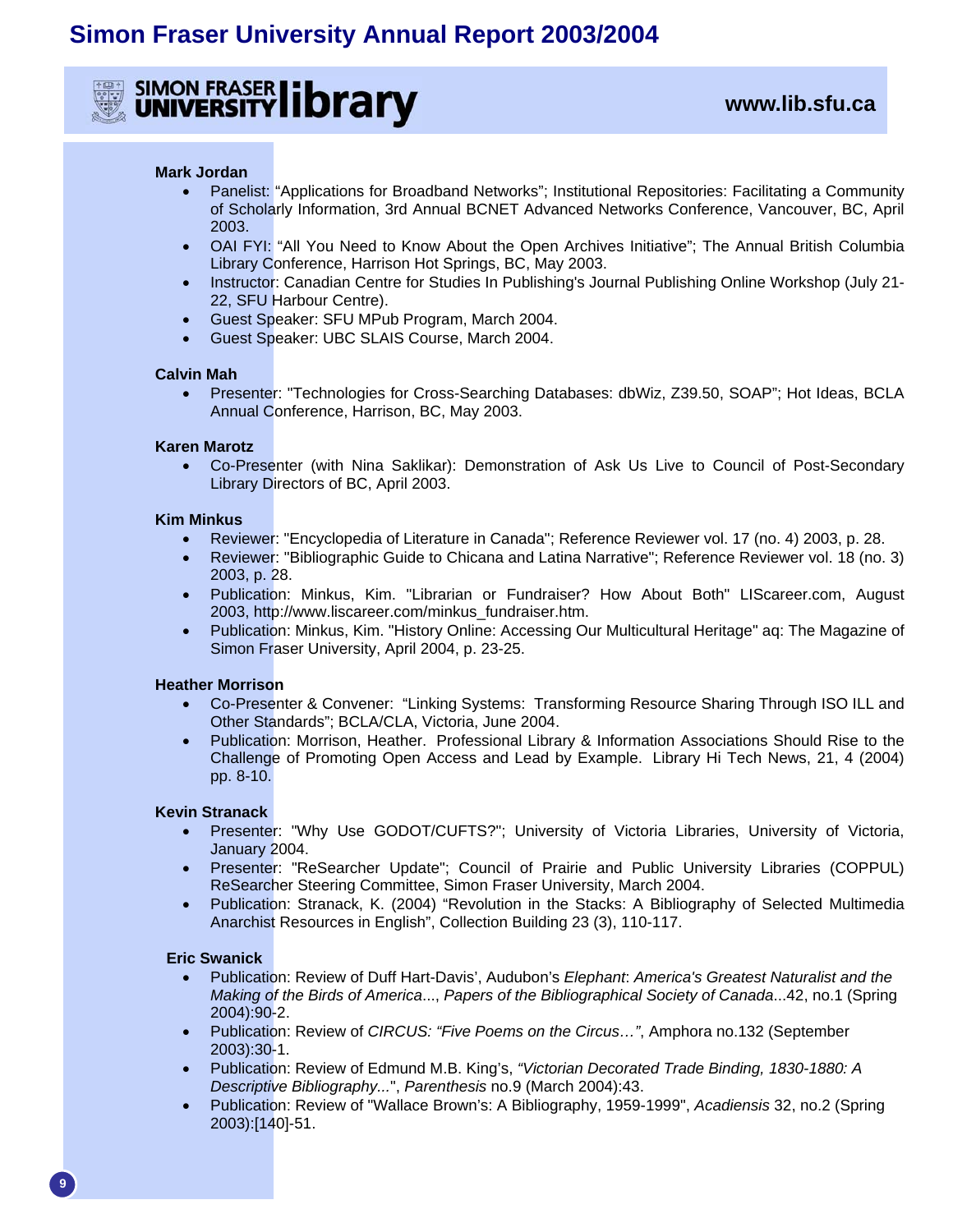**Mark Jordan**

- Panelist: "Applications for Broadband Networks"; Institutional Repositories: Facilitating a Community of Scholarly Information, 3rd Annual BCNET Advanced Networks Conference, Vancouver, BC, April 2003.
- OAI FYI: "All You Need to Know About the Open Archives Initiative"; The Annual British Columbia Library Conference, Harrison Hot Springs, BC, May 2003.
- Instructor: Canadian Centre for Studies In Publishing's Journal Publishing Online Workshop (July 21-22, SFU Harbour Centre).
- Guest Speaker: SFU MPub Program, March 2004.
- Guest Speaker: UBC SLAIS Course, March 2004.

**Calvin Mah**

- Presenter: "Technologies for Cross-Searching Databases: dbWiz, Z39.50, SOAP"; Hot Ideas, BCLA Annual Conference, Harrison, BC, May 2003.

**Karen Marotz**

- Co-Presenter (with Nina Saklikar): Demonstration of Ask Us Live to Council of Post-Secondary Library Directors of BC, April 2003.

**Kim Minkus**

- Reviewer: "Encyclopedia of Literature in Canada"; Reference Reviewer vol. 17 (no. 4) 2003, p. 28.
- Reviewer: "Bibliographic Guide to Chicana and Latina Narrative"; Reference Reviewer vol. 18 (no. 3) 2003, p. 28.
- Publication: Minkus, Kim. "Librarian or Fundraiser? How About Both" LIScareer.com, August 2003, http://www.liscareer.com/minkus_fundraiser.htm.
- Publication: Minkus, Kim. "History Online: Accessing Our Multicultural Heritage" aq: The Magazine of Simon Fraser University, April 2004, p. 23-25.

**Heather Morrison**

- Co-Presenter & Convener: "Linking Systems: Transforming Resource Sharing Through ISO ILL and Other Standards"; BCLA/CLA, Victoria, June 2004.
- Publication: Morrison, Heather. Professional Library & Information Associations Should Rise to the Challenge of Promoting Open Access and Lead by Example. Library Hi Tech News, 21, 4 (2004) pp. 8-10.

**Kevin Stranack**

- Presenter: "Why Use GODOT/CUFTS?"; University of Victoria Libraries, University of Victoria, January 2004.
- Presenter: "ReSearcher Update"; Council of Prairie and Public University Libraries (COPPUL) ReSearcher Steering Committee, Simon Fraser University, March 2004.
- Publication: Stranack, K. (2004) "Revolution in the Stacks: A Bibliography of Selected Multimedia Anarchist Resources in English", Collection Building 23 (3), 110-117.

**Eric Swanick**

- Publication: Review of Duff Hart-Davis', Audubon's *Elephant*: *America's Greatest Naturalist and the Making of the Birds of America*..., *Papers of the Bibliographical Society of Canada*...42, no.1 (Spring 2004):90-2.
- Publication: Review of *CIRCUS: "Five Poems on the Circus…"*, Amphora no.132 (September 2003):30-1.
- Publication: Review of Edmund M.B. King's, *"Victorian Decorated Trade Binding, 1830-1880: A Descriptive Bibliography...*", *Parenthesis* no.9 (March 2004):43.
- Publication: Review of "Wallace Brown's: A Bibliography, 1959-1999", *Acadiensis* 32, no.2 (Spring 2003):[140]-51.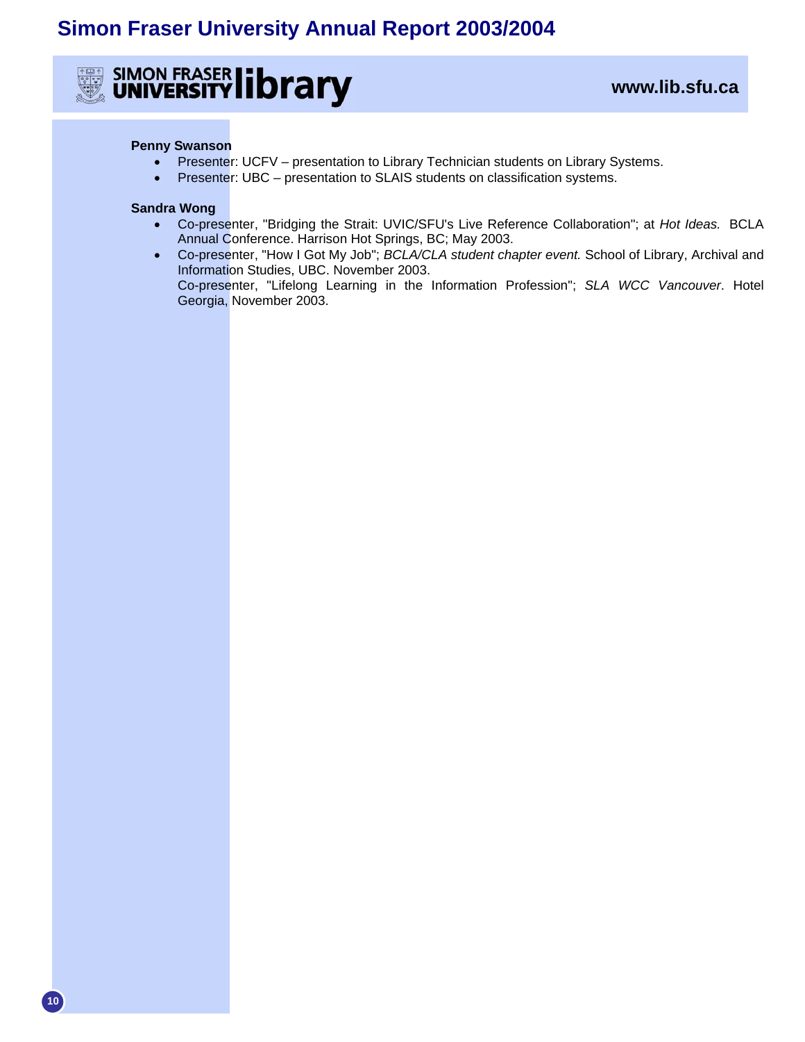**Penny Swanson**

- Presenter: UCFV – presentation to Library Technician students on Library Systems.
- Presenter: UBC – presentation to SLAIS students on classification systems.

**Sandra Wong**

- Co-presenter, "Bridging the Strait: UVIC/SFU's Live Reference Collaboration"; at *Hot Ideas.* BCLA Annual Conference. Harrison Hot Springs, BC; May 2003.
- Co-presenter, "How I Got My Job"; *BCLA/CLA student chapter event.* School of Library, Archival and Information Studies, UBC. November 2003.
  Co-presenter, "Lifelong Learning in the Information Profession"; *SLA WCC Vancouver*. Hotel Georgia, November 2003.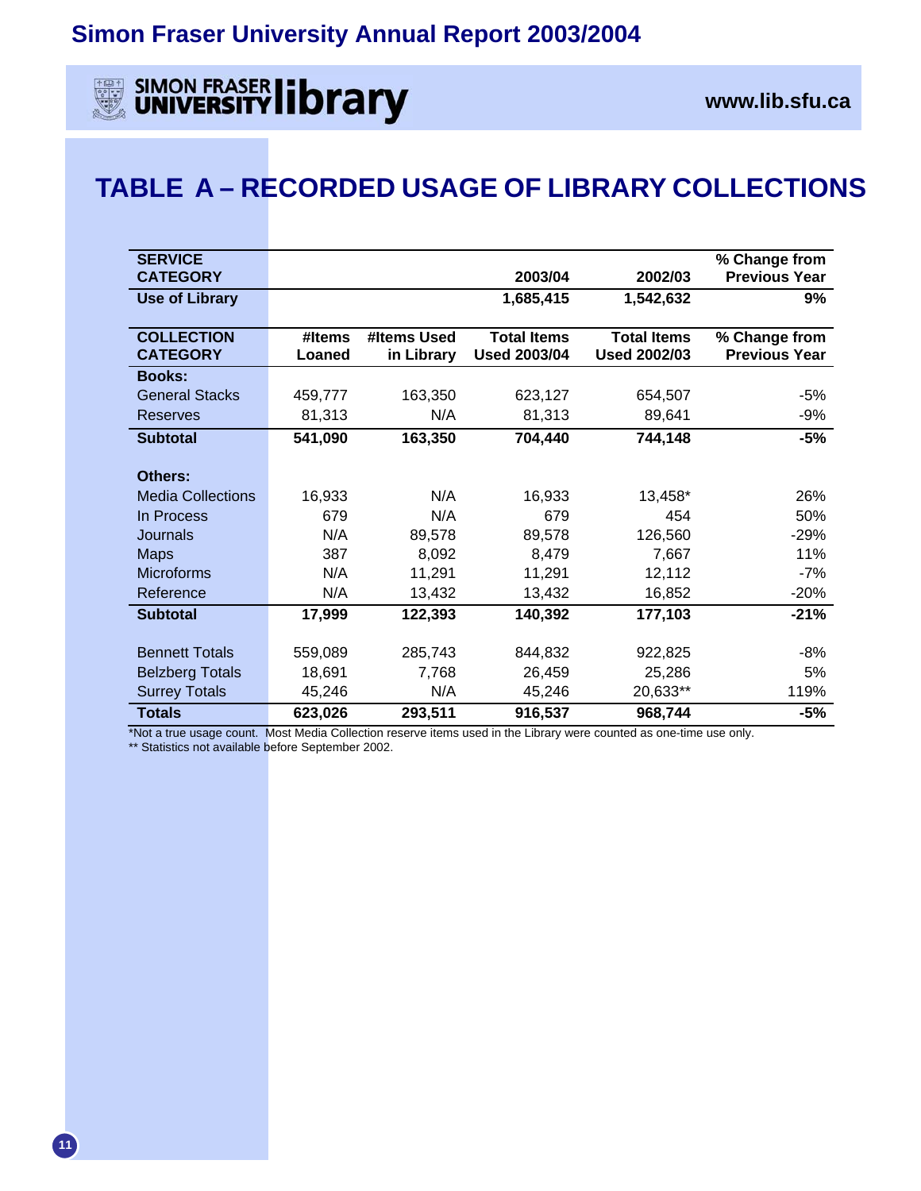# Simon Fraser University Annual Report 2003/2004

SIMON FRASER UNIVERSITY library

www.lib.sfu.ca

## TABLE A – RECORDED USAGE OF LIBRARY COLLECTIONS

| SERVICE CATEGORY | | | 2003/04 | 2002/03 | % Change from Previous Year |
|---|---|---|---|---|---|
| **Use of Library** | | | **1,685,415** | **1,542,632** | **9%** |

| COLLECTION CATEGORY | #Items Loaned | #Items Used in Library | Total Items Used 2003/04 | Total Items Used 2002/03 | % Change from Previous Year |
|---|---|---|---|---|---|
| **Books:** | | | | | |
| General Stacks | 459,777 | 163,350 | 623,127 | 654,507 | -5% |
| Reserves | 81,313 | N/A | 81,313 | 89,641 | -9% |
| **Subtotal** | **541,090** | **163,350** | **704,440** | **744,148** | **-5%** |
| **Others:** | | | | | |
| Media Collections | 16,933 | N/A | 16,933 | 13,458* | 26% |
| In Process | 679 | N/A | 679 | 454 | 50% |
| Journals | N/A | 89,578 | 89,578 | 126,560 | -29% |
| Maps | 387 | 8,092 | 8,479 | 7,667 | 11% |
| Microforms | N/A | 11,291 | 11,291 | 12,112 | -7% |
| Reference | N/A | 13,432 | 13,432 | 16,852 | -20% |
| **Subtotal** | **17,999** | **122,393** | **140,392** | **177,103** | **-21%** |
| Bennett Totals | 559,089 | 285,743 | 844,832 | 922,825 | -8% |
| Belzberg Totals | 18,691 | 7,768 | 26,459 | 25,286 | 5% |
| Surrey Totals | 45,246 | N/A | 45,246 | 20,633** | 119% |
| **Totals** | **623,026** | **293,511** | **916,537** | **968,744** | **-5%** |

*Not a true usage count. Most Media Collection reserve items used in the Library were counted as one-time use only.

** Statistics not available before September 2002.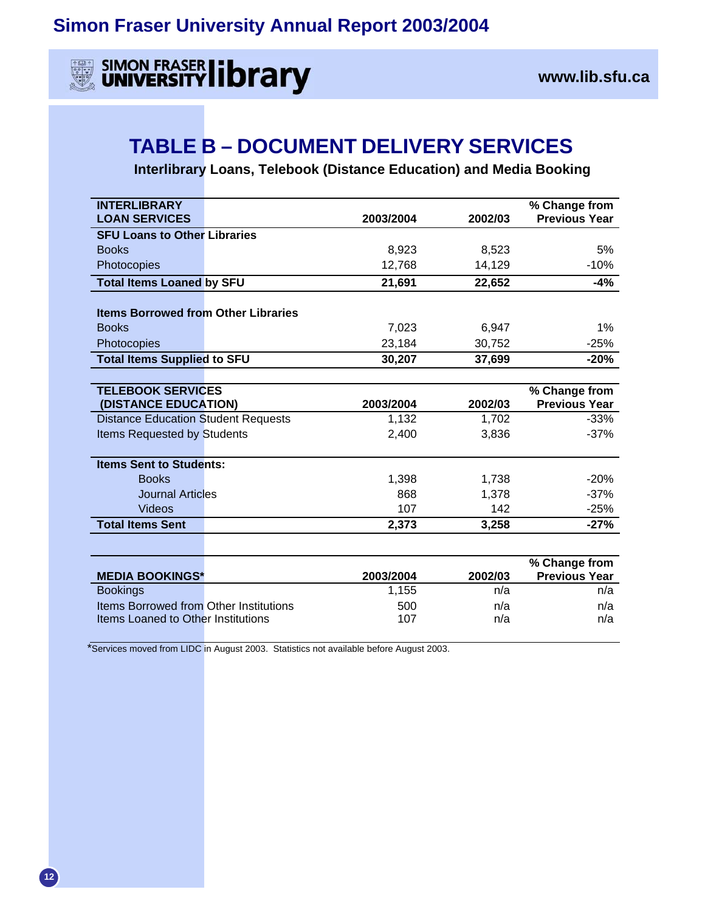Simon Fraser University Annual Report 2003/2004

SIMON FRASER UNIVERSITY library

www.lib.sfu.ca

# TABLE B – DOCUMENT DELIVERY SERVICES

**Interlibrary Loans, Telebook (Distance Education) and Media Booking**

| INTERLIBRARY LOAN SERVICES | 2003/2004 | 2002/03 | % Change from Previous Year |
|---|---|---|---|
| **SFU Loans to Other Libraries** | | | |
| Books | 8,923 | 8,523 | 5% |
| Photocopies | 12,768 | 14,129 | -10% |
| **Total Items Loaned by SFU** | **21,691** | **22,652** | **-4%** |
| | | | |
| **Items Borrowed from Other Libraries** | | | |
| Books | 7,023 | 6,947 | 1% |
| Photocopies | 23,184 | 30,752 | -25% |
| **Total Items Supplied to SFU** | **30,207** | **37,699** | **-20%** |

| TELEBOOK SERVICES (DISTANCE EDUCATION) | 2003/2004 | 2002/03 | % Change from Previous Year |
|---|---|---|---|
| Distance Education Student Requests | 1,132 | 1,702 | -33% |
| Items Requested by Students | 2,400 | 3,836 | -37% |
| | | | |
| **Items Sent to Students:** | | | |
| Books | 1,398 | 1,738 | -20% |
| Journal Articles | 868 | 1,378 | -37% |
| Videos | 107 | 142 | -25% |
| **Total Items Sent** | **2,373** | **3,258** | **-27%** |

| MEDIA BOOKINGS* | 2003/2004 | 2002/03 | % Change from Previous Year |
|---|---|---|---|
| Bookings | 1,155 | n/a | n/a |
| Items Borrowed from Other Institutions | 500 | n/a | n/a |
| Items Loaned to Other Institutions | 107 | n/a | n/a |

*Services moved from LIDC in August 2003. Statistics not available before August 2003.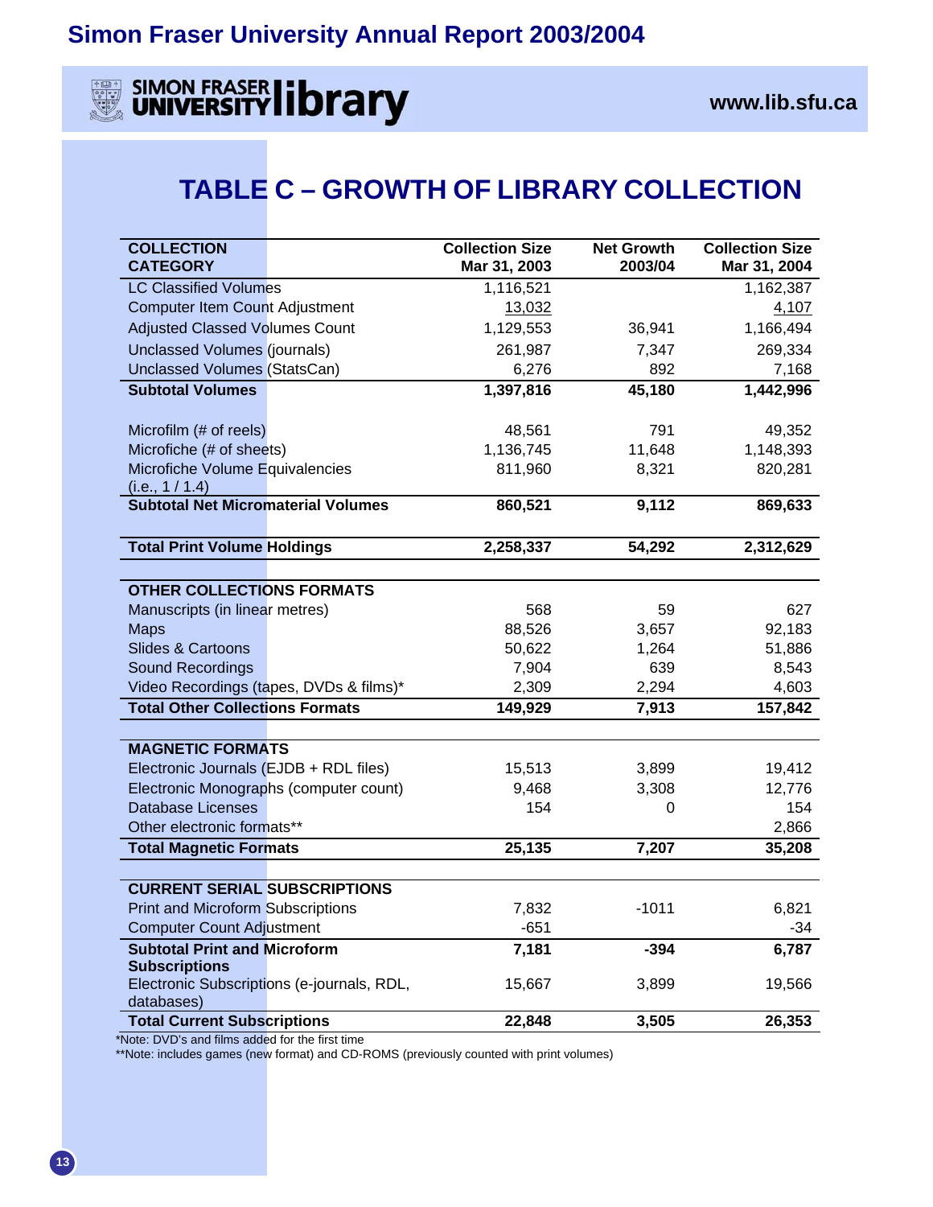# Simon Fraser University Annual Report 2003/2004

SIMON FRASER UNIVERSITY library

www.lib.sfu.ca

## TABLE C – GROWTH OF LIBRARY COLLECTION

| COLLECTION CATEGORY | Collection Size Mar 31, 2003 | Net Growth 2003/04 | Collection Size Mar 31, 2004 |
|---|---|---|---|
| LC Classified Volumes | 1,116,521 | | 1,162,387 |
| Computer Item Count Adjustment | 13,032 | | 4,107 |
| Adjusted Classed Volumes Count | 1,129,553 | 36,941 | 1,166,494 |
| Unclassed Volumes (journals) | 261,987 | 7,347 | 269,334 |
| Unclassed Volumes (StatsCan) | 6,276 | 892 | 7,168 |
| **Subtotal Volumes** | **1,397,816** | **45,180** | **1,442,996** |
| | | | |
| Microfilm (# of reels) | 48,561 | 791 | 49,352 |
| Microfiche (# of sheets) | 1,136,745 | 11,648 | 1,148,393 |
| Microfiche Volume Equivalencies (i.e., 1 / 1.4) | 811,960 | 8,321 | 820,281 |
| **Subtotal Net Micromaterial Volumes** | **860,521** | **9,112** | **869,633** |
| | | | |
| **Total Print Volume Holdings** | **2,258,337** | **54,292** | **2,312,629** |
| | | | |
| **OTHER COLLECTIONS FORMATS** | | | |
| Manuscripts (in linear metres) | 568 | 59 | 627 |
| Maps | 88,526 | 3,657 | 92,183 |
| Slides & Cartoons | 50,622 | 1,264 | 51,886 |
| Sound Recordings | 7,904 | 639 | 8,543 |
| Video Recordings (tapes, DVDs & films)* | 2,309 | 2,294 | 4,603 |
| **Total Other Collections Formats** | **149,929** | **7,913** | **157,842** |
| | | | |
| **MAGNETIC FORMATS** | | | |
| Electronic Journals (EJDB + RDL files) | 15,513 | 3,899 | 19,412 |
| Electronic Monographs (computer count) | 9,468 | 3,308 | 12,776 |
| Database Licenses | 154 | 0 | 154 |
| Other electronic formats** | | | 2,866 |
| **Total Magnetic Formats** | **25,135** | **7,207** | **35,208** |
| | | | |
| **CURRENT SERIAL SUBSCRIPTIONS** | | | |
| Print and Microform Subscriptions | 7,832 | -1011 | 6,821 |
| Computer Count Adjustment | -651 | | -34 |
| **Subtotal Print and Microform Subscriptions** | **7,181** | **-394** | **6,787** |
| Electronic Subscriptions (e-journals, RDL, databases) | 15,667 | 3,899 | 19,566 |
| **Total Current Subscriptions** | **22,848** | **3,505** | **26,353** |

*Note: DVD's and films added for the first time

**Note: includes games (new format) and CD-ROMS (previously counted with print volumes)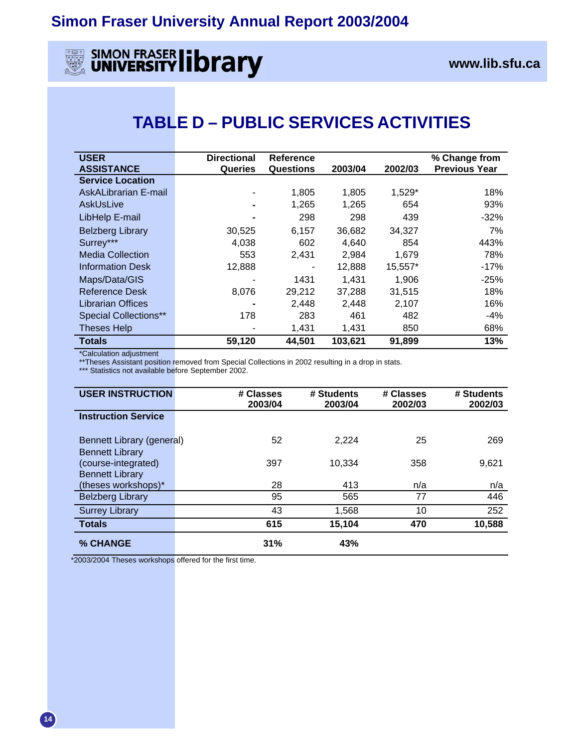# TABLE D – PUBLIC SERVICES ACTIVITIES

| USER ASSISTANCE | Directional Queries | Reference Questions | 2003/04 | 2002/03 | % Change from Previous Year |
|---|---|---|---|---|---|
| **Service Location** | | | | | |
| AskALibrarian E-mail | - | 1,805 | 1,805 | 1,529* | 18% |
| AskUsLive | - | 1,265 | 1,265 | 654 | 93% |
| LibHelp E-mail | - | 298 | 298 | 439 | -32% |
| Belzberg Library | 30,525 | 6,157 | 36,682 | 34,327 | 7% |
| Surrey*** | 4,038 | 602 | 4,640 | 854 | 443% |
| Media Collection | 553 | 2,431 | 2,984 | 1,679 | 78% |
| Information Desk | 12,888 | - | 12,888 | 15,557* | -17% |
| Maps/Data/GIS | - | 1431 | 1,431 | 1,906 | -25% |
| Reference Desk | 8,076 | 29,212 | 37,288 | 31,515 | 18% |
| Librarian Offices | - | 2,448 | 2,448 | 2,107 | 16% |
| Special Collections** | 178 | 283 | 461 | 482 | -4% |
| Theses Help | - | 1,431 | 1,431 | 850 | 68% |
| **Totals** | **59,120** | **44,501** | **103,621** | **91,899** | **13%** |

*Calculation adjustment
**Theses Assistant position removed from Special Collections in 2002 resulting in a drop in stats.
*** Statistics not available before September 2002.

| USER INSTRUCTION | # Classes 2003/04 | # Students 2003/04 | # Classes 2002/03 | # Students 2002/03 |
|---|---|---|---|---|
| **Instruction Service** | | | | |
| Bennett Library (general) | 52 | 2,224 | 25 | 269 |
| Bennett Library (course-integrated) | 397 | 10,334 | 358 | 9,621 |
| Bennett Library (theses workshops)* | 28 | 413 | n/a | n/a |
| Belzberg Library | 95 | 565 | 77 | 446 |
| Surrey Library | 43 | 1,568 | 10 | 252 |
| **Totals** | **615** | **15,104** | **470** | **10,588** |
| **% CHANGE** | **31%** | **43%** | | |

*2003/2004 Theses workshops offered for the first time.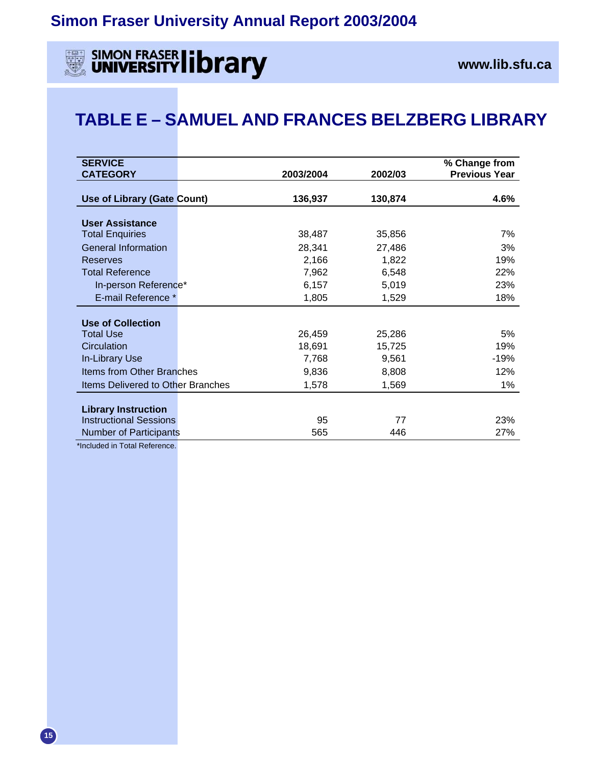Simon Fraser University Annual Report 2003/2004

SIMON FRASER UNIVERSITY library

www.lib.sfu.ca

# TABLE E – SAMUEL AND FRANCES BELZBERG LIBRARY

| SERVICE CATEGORY | 2003/2004 | 2002/03 | % Change from Previous Year |
|---|---|---|---|
| **Use of Library (Gate Count)** | **136,937** | **130,874** | **4.6%** |
| **User Assistance** | | | |
| Total Enquiries | 38,487 | 35,856 | 7% |
| General Information | 28,341 | 27,486 | 3% |
| Reserves | 2,166 | 1,822 | 19% |
| Total Reference | 7,962 | 6,548 | 22% |
| In-person Reference* | 6,157 | 5,019 | 23% |
| E-mail Reference * | 1,805 | 1,529 | 18% |
| **Use of Collection** | | | |
| Total Use | 26,459 | 25,286 | 5% |
| Circulation | 18,691 | 15,725 | 19% |
| In-Library Use | 7,768 | 9,561 | -19% |
| Items from Other Branches | 9,836 | 8,808 | 12% |
| Items Delivered to Other Branches | 1,578 | 1,569 | 1% |
| **Library Instruction** | | | |
| Instructional Sessions | 95 | 77 | 23% |
| Number of Participants | 565 | 446 | 27% |

*Included in Total Reference.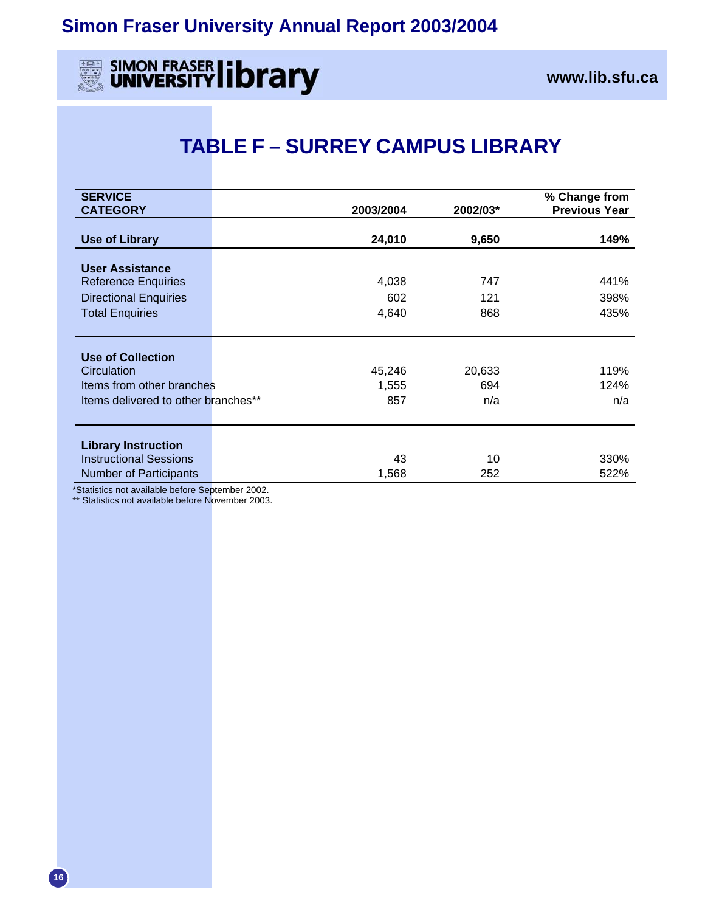# TABLE F – SURREY CAMPUS LIBRARY

| SERVICE CATEGORY | 2003/2004 | 2002/03* | % Change from Previous Year |
|---|---|---|---|
| **Use of Library** | **24,010** | **9,650** | **149%** |
| **User Assistance** | | | |
| Reference Enquiries | 4,038 | 747 | 441% |
| Directional Enquiries | 602 | 121 | 398% |
| Total Enquiries | 4,640 | 868 | 435% |
| **Use of Collection** | | | |
| Circulation | 45,246 | 20,633 | 119% |
| Items from other branches | 1,555 | 694 | 124% |
| Items delivered to other branches** | 857 | n/a | n/a |
| **Library Instruction** | | | |
| Instructional Sessions | 43 | 10 | 330% |
| Number of Participants | 1,568 | 252 | 522% |

*Statistics not available before September 2002.
** Statistics not available before November 2003.